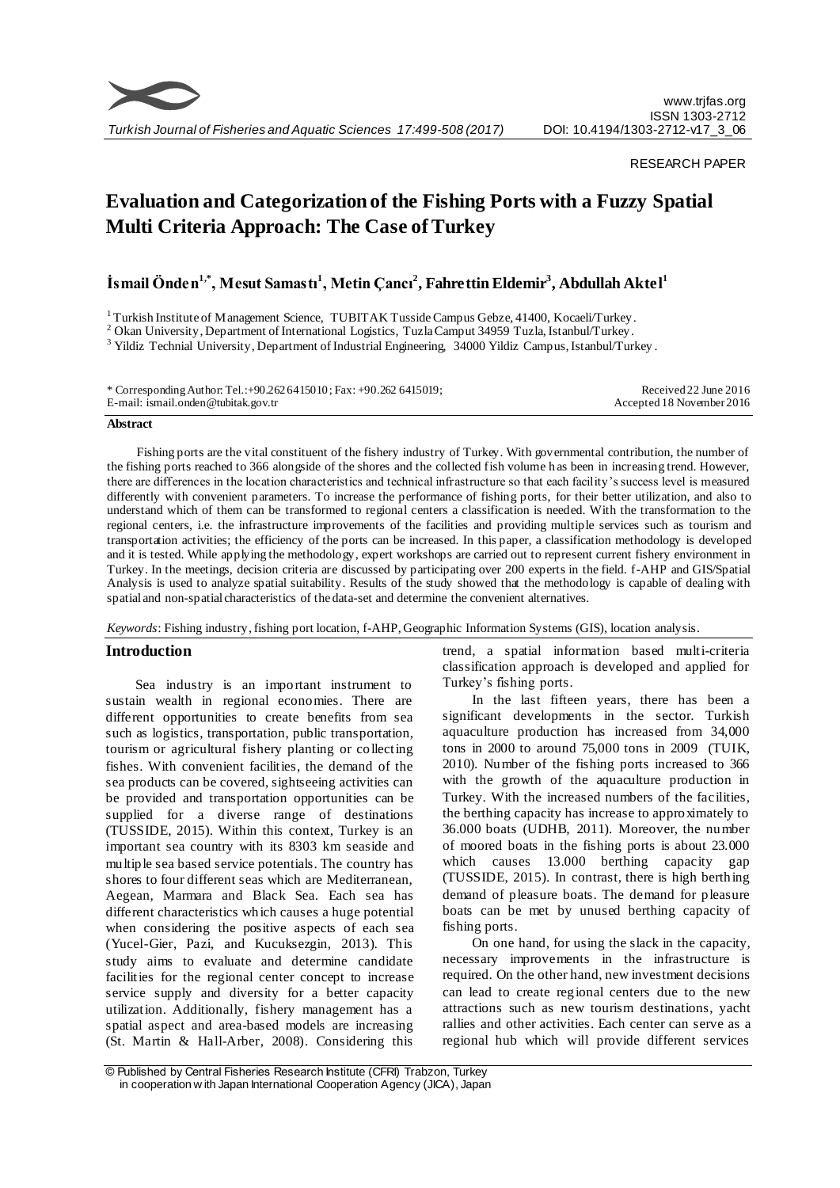RESEARCH PAPER

# Evaluation and Categorization of the Fishing Ports with a Fuzzy Spatial Multi Criteria Approach: The Case of Turkey

**İsmail Önden[1,*], Mesut Samastı[1], Metin Çancı[2], Fahrettin Eldemir[3], Abdullah Aktel[1]**

[1] Turkish Institute of Management Science, TUBITAK Tusside Campus Gebze, 41400, Kocaeli/Turkey.
[2] Okan University, Department of International Logistics, Tuzla Camput 34959 Tuzla, Istanbul/Turkey.
[3] Yildiz Technial University, Department of Industrial Engineering, 34000 Yildiz Campus, Istanbul/Turkey.

\* Corresponding Author: Tel.:+90.262 6415010; Fax: +90.262 6415019;
E-mail: ismail.onden@tubitak.gov.tr

Received 22 June 2016
Accepted 18 November 2016

**Abstract**

Fishing ports are the vital constituent of the fishery industry of Turkey. With governmental contribution, the number of the fishing ports reached to 366 alongside of the shores and the collected fish volume has been in increasing trend. However, there are differences in the location characteristics and technical infrastructure so that each facility's success level is measured differently with convenient parameters. To increase the performance of fishing ports, for their better utilization, and also to understand which of them can be transformed to regional centers a classification is needed. With the transformation to the regional centers, i.e. the infrastructure improvements of the facilities and providing multiple services such as tourism and transportation activities; the efficiency of the ports can be increased. In this paper, a classification methodology is developed and it is tested. While applying the methodology, expert workshops are carried out to represent current fishery environment in Turkey. In the meetings, decision criteria are discussed by participating over 200 experts in the field. f-AHP and GIS/Spatial Analysis is used to analyze spatial suitability. Results of the study showed that the methodology is capable of dealing with spatial and non-spatial characteristics of the data-set and determine the convenient alternatives.

*Keywords*: Fishing industry, fishing port location, f-AHP, Geographic Information Systems (GIS), location analysis.

## Introduction

Sea industry is an important instrument to sustain wealth in regional economies. There are different opportunities to create benefits from sea such as logistics, transportation, public transportation, tourism or agricultural fishery planting or collecting fishes. With convenient facilities, the demand of the sea products can be covered, sightseeing activities can be provided and transportation opportunities can be supplied for a diverse range of destinations (TUSSIDE, 2015). Within this context, Turkey is an important sea country with its 8303 km seaside and multiple sea based service potentials. The country has shores to four different seas which are Mediterranean, Aegean, Marmara and Black Sea. Each sea has different characteristics which causes a huge potential when considering the positive aspects of each sea (Yucel-Gier, Pazi, and Kucuksezgin, 2013). This study aims to evaluate and determine candidate facilities for the regional center concept to increase service supply and diversity for a better capacity utilization. Additionally, fishery management has a spatial aspect and area-based models are increasing (St. Martin & Hall-Arber, 2008). Considering this trend, a spatial information based multi-criteria classification approach is developed and applied for Turkey's fishing ports.

In the last fifteen years, there has been a significant developments in the sector. Turkish aquaculture production has increased from 34,000 tons in 2000 to around 75,000 tons in 2009 (TUIK, 2010). Number of the fishing ports increased to 366 with the growth of the aquaculture production in Turkey. With the increased numbers of the facilities, the berthing capacity has increase to approximately to 36.000 boats (UDHB, 2011). Moreover, the number of moored boats in the fishing ports is about 23.000 which causes 13.000 berthing capacity gap (TUSSIDE, 2015). In contrast, there is high berthing demand of pleasure boats. The demand for pleasure boats can be met by unused berthing capacity of fishing ports.

On one hand, for using the slack in the capacity, necessary improvements in the infrastructure is required. On the other hand, new investment decisions can lead to create regional centers due to the new attractions such as new tourism destinations, yacht rallies and other activities. Each center can serve as a regional hub which will provide different services

© Published by Central Fisheries Research Institute (CFRI) Trabzon, Turkey in cooperation with Japan International Cooperation Agency (JICA), Japan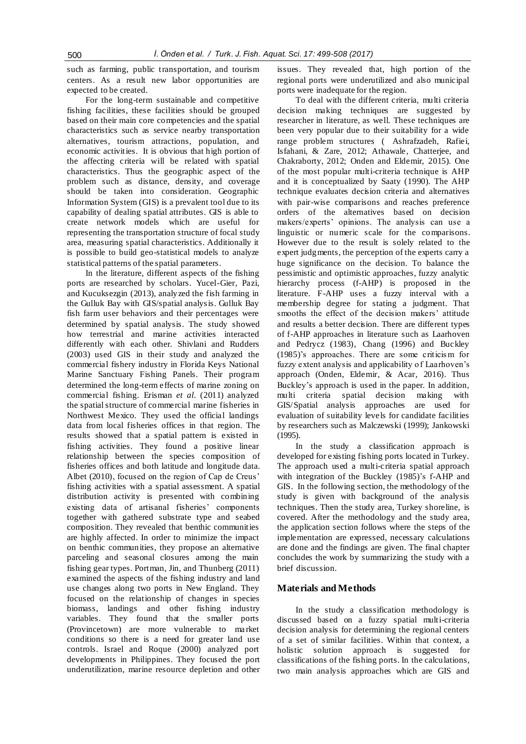such as farming, public transportation, and tourism centers. As a result new labor opportunities are expected to be created.

For the long-term sustainable and competitive fishing facilities, these facilities should be grouped based on their main core competencies and the spatial characteristics such as service nearby transportation alternatives, tourism attractions, population, and economic activities. It is obvious that high portion of the affecting criteria will be related with spatial characteristics. Thus the geographic aspect of the problem such as distance, density, and coverage should be taken into consideration. Geographic Information System (GIS) is a prevalent tool due to its capability of dealing spatial attributes. GIS is able to create network models which are useful for representing the transportation structure of focal study area, measuring spatial characteristics. Additionally it is possible to build geo-statistical models to analyze statistical patterns of the spatial parameters.

In the literature, different aspects of the fishing ports are researched by scholars. Yucel-Gier, Pazi, and Kucuksezgin (2013), analyzed the fish farming in the Gulluk Bay with GIS/spatial analysis. Gulluk Bay fish farm user behaviors and their percentages were determined by spatial analysis. The study showed how terrestrial and marine activities interacted differently with each other. Shivlani and Rudders (2003) used GIS in their study and analyzed the commercial fishery industry in Florida Keys National Marine Sanctuary Fishing Panels. Their program determined the long-term effects of marine zoning on commercial fishing. Erisman *et al.* (2011) analyzed the spatial structure of commercial marine fisheries in Northwest Mexico. They used the official landings data from local fisheries offices in that region. The results showed that a spatial pattern is existed in fishing activities. They found a positive linear relationship between the species composition of fisheries offices and both latitude and longitude data. Albet (2010), focused on the region of Cap de Creus' fishing activities with a spatial assessment. A spatial distribution activity is presented with combining existing data of artisanal fisheries' components together with gathered substrate type and seabed composition. They revealed that benthic communities are highly affected. In order to minimize the impact on benthic communities, they propose an alternative parceling and seasonal closures among the main fishing gear types. Portman, Jin, and Thunberg (2011) examined the aspects of the fishing industry and land use changes along two ports in New England. They focused on the relationship of changes in species biomass, landings and other fishing industry variables. They found that the smaller ports (Provincetown) are more vulnerable to market conditions so there is a need for greater land use controls. Israel and Roque (2000) analyzed port developments in Philippines. They focused the port underutilization, marine resource depletion and other issues. They revealed that, high portion of the regional ports were underutilized and also municipal ports were inadequate for the region.

To deal with the different criteria, multi criteria decision making techniques are suggested by researcher in literature, as well. These techniques are been very popular due to their suitability for a wide range problem structures ( Ashrafzadeh, Rafiei, Isfahani, & Zare, 2012; Athawale, Chatterjee, and Chakraborty, 2012; Onden and Eldemir, 2015). One of the most popular multi-criteria technique is AHP and it is conceptualized by Saaty (1990). The AHP technique evaluates decision criteria and alternatives with pair-wise comparisons and reaches preference orders of the alternatives based on decision makers/experts' opinions. The analysis can use a linguistic or numeric scale for the comparisons. However due to the result is solely related to the expert judgments, the perception of the experts carry a huge significance on the decision. To balance the pessimistic and optimistic approaches, fuzzy analytic hierarchy process (f-AHP) is proposed in the literature. F-AHP uses a fuzzy interval with a membership degree for stating a judgment. That smooths the effect of the decision makers' attitude and results a better decision. There are different types of f-AHP approaches in literature such as Laarhoven and Pedrycz (1983), Chang (1996) and Buckley (1985)'s approaches. There are some criticism for fuzzy extent analysis and applicability of Laarhoven's approach (Onden, Eldemir, & Acar, 2016). Thus Buckley's approach is used in the paper. In addition, multi criteria spatial decision making with GIS/Spatial analysis approaches are used for evaluation of suitability levels for candidate facilities by researchers such as Malczewski (1999); Jankowski (1995).

In the study a classification approach is developed for existing fishing ports located in Turkey. The approach used a multi-criteria spatial approach with integration of the Buckley (1985)'s f-AHP and GIS. In the following section, the methodology of the study is given with background of the analysis techniques. Then the study area, Turkey shoreline, is covered. After the methodology and the study area, the application section follows where the steps of the implementation are expressed, necessary calculations are done and the findings are given. The final chapter concludes the work by summarizing the study with a brief discussion.

## Materials and Methods

In the study a classification methodology is discussed based on a fuzzy spatial multi-criteria decision analysis for determining the regional centers of a set of similar facilities. Within that context, a holistic solution approach is suggested for classifications of the fishing ports. In the calculations, two main analysis approaches which are GIS and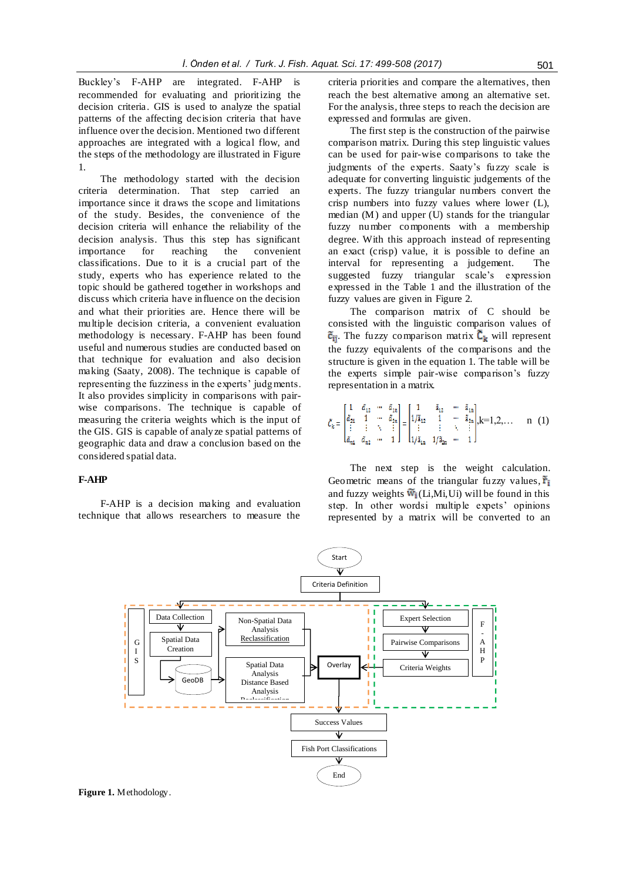Buckley's F-AHP are integrated. F-AHP is recommended for evaluating and prioritizing the decision criteria. GIS is used to analyze the spatial patterns of the affecting decision criteria that have influence over the decision. Mentioned two different approaches are integrated with a logical flow, and the steps of the methodology are illustrated in Figure 1.

The methodology started with the decision criteria determination. That step carried an importance since it draws the scope and limitations of the study. Besides, the convenience of the decision criteria will enhance the reliability of the decision analysis. Thus this step has significant importance for reaching the convenient classifications. Due to it is a crucial part of the study, experts who has experience related to the topic should be gathered together in workshops and discuss which criteria have influence on the decision and what their priorities are. Hence there will be multiple decision criteria, a convenient evaluation methodology is necessary. F-AHP has been found useful and numerous studies are conducted based on that technique for evaluation and also decision making (Saaty, 2008). The technique is capable of representing the fuzziness in the experts' judgments. It also provides simplicity in comparisons with pair-wise comparisons. The technique is capable of measuring the criteria weights which is the input of the GIS. GIS is capable of analyze spatial patterns of geographic data and draw a conclusion based on the considered spatial data.

**F-AHP**

F-AHP is a decision making and evaluation technique that allows researchers to measure the criteria priorities and compare the alternatives, then reach the best alternative among an alternative set. For the analysis, three steps to reach the decision are expressed and formulas are given.

The first step is the construction of the pairwise comparison matrix. During this step linguistic values can be used for pair-wise comparisons to take the judgments of the experts. Saaty's fuzzy scale is adequate for converting linguistic judgements of the experts. The fuzzy triangular numbers convert the crisp numbers into fuzzy values where lower (L), median (M) and upper (U) stands for the triangular fuzzy number components with a membership degree. With this approach instead of representing an exact (crisp) value, it is possible to define an interval for representing a judgement. The suggested fuzzy triangular scale's expression expressed in the Table 1 and the illustration of the fuzzy values are given in Figure 2.

The comparison matrix of C should be consisted with the linguistic comparison values of $\tilde{c}_{ij}$. The fuzzy comparison matrix $\tilde{C}_k$ will represent the fuzzy equivalents of the comparisons and the structure is given in the equation 1. The table will be the experts simple pair-wise comparison's fuzzy representation in a matrix.

$$\tilde{C}_k = \begin{bmatrix} 1 & \tilde{c}_{12} & \cdots & \tilde{c}_{1n} \\ \tilde{c}_{21} & 1 & \cdots & \tilde{c}_{2n} \\ \vdots & \vdots & \ddots & \vdots \\ \tilde{c}_{n1} & \tilde{c}_{n2} & \cdots & 1 \end{bmatrix} = \begin{bmatrix} 1 & \tilde{a}_{12} & \cdots & \tilde{a}_{1n} \\ 1/\tilde{a}_{12} & 1 & \cdots & \tilde{a}_{2n} \\ \vdots & \vdots & \ddots & \vdots \\ 1/\tilde{a}_{1n} & 1/\tilde{a}_{2n} & \cdots & 1 \end{bmatrix}, k=1,2,\ldots \quad n \qquad (1)$$

The next step is the weight calculation. Geometric means of the triangular fuzzy values, $\tilde{r}_i$ and fuzzy weights $\tilde{w}_i$ (Li,Mi,Ui) will be found in this step. In other wordsi multiple expets' opinions represented by a matrix will be converted to an

**Figure 1.** Methodology.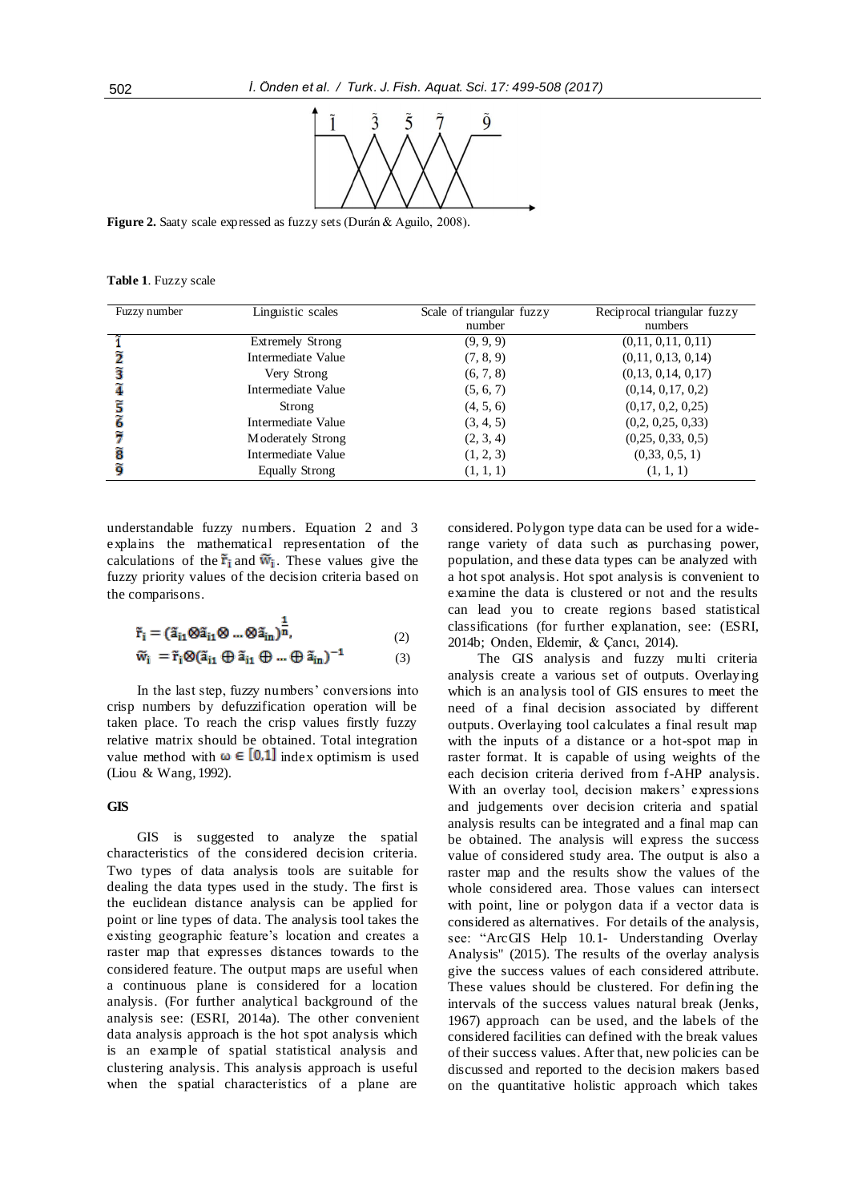Figure 2. Saaty scale expressed as fuzzy sets (Durán & Aguilo, 2008).

**Table 1**. Fuzzy scale

| Fuzzy number | Linguistic scales | Scale of triangular fuzzy number | Reciprocal triangular fuzzy numbers |
|---|---|---|---|
| $\tilde{1}$ | Extremely Strong | (9, 9, 9) | (0,11, 0,11, 0,11) |
| $\tilde{2}$ | Intermediate Value | (7, 8, 9) | (0,11, 0,13, 0,14) |
| $\tilde{3}$ | Very Strong | (6, 7, 8) | (0,13, 0,14, 0,17) |
| $\tilde{4}$ | Intermediate Value | (5, 6, 7) | (0,14, 0,17, 0,2) |
| $\tilde{5}$ | Strong | (4, 5, 6) | (0,17, 0,2, 0,25) |
| $\tilde{6}$ | Intermediate Value | (3, 4, 5) | (0,2, 0,25, 0,33) |
| $\tilde{7}$ | Moderately Strong | (2, 3, 4) | (0,25, 0,33, 0,5) |
| $\tilde{8}$ | Intermediate Value | (1, 2, 3) | (0,33, 0,5, 1) |
| $\tilde{9}$ | Equally Strong | (1, 1, 1) | (1, 1, 1) |

understandable fuzzy numbers. Equation 2 and 3 explains the mathematical representation of the calculations of the $\tilde{r}_i$ and $\tilde{w}_i$. These values give the fuzzy priority values of the decision criteria based on the comparisons.

$$\tilde{r}_i = (\tilde{a}_{i1} \otimes \tilde{a}_{i1} \otimes \dots \otimes \tilde{a}_{in})^{\frac{1}{n}}, \tag{2}$$

$$\tilde{w}_i = \tilde{r}_i \otimes (\tilde{a}_{i1} \oplus \tilde{a}_{i1} \oplus \dots \oplus \tilde{a}_{in})^{-1} \tag{3}$$

In the last step, fuzzy numbers' conversions into crisp numbers by defuzzification operation will be taken place. To reach the crisp values firstly fuzzy relative matrix should be obtained. Total integration value method with $\omega \in [0,1]$ index optimism is used (Liou & Wang, 1992).

## GIS

GIS is suggested to analyze the spatial characteristics of the considered decision criteria. Two types of data analysis tools are suitable for dealing the data types used in the study. The first is the euclidean distance analysis can be applied for point or line types of data. The analysis tool takes the existing geographic feature's location and creates a raster map that expresses distances towards to the considered feature. The output maps are useful when a continuous plane is considered for a location analysis. (For further analytical background of the analysis see: (ESRI, 2014a). The other convenient data analysis approach is the hot spot analysis which is an example of spatial statistical analysis and clustering analysis. This analysis approach is useful when the spatial characteristics of a plane are considered. Polygon type data can be used for a wide-range variety of data such as purchasing power, population, and these data types can be analyzed with a hot spot analysis. Hot spot analysis is convenient to examine the data is clustered or not and the results can lead you to create regions based statistical classifications (for further explanation, see: (ESRI, 2014b; Onden, Eldemir, & Çancı, 2014).

The GIS analysis and fuzzy multi criteria analysis create a various set of outputs. Overlaying which is an analysis tool of GIS ensures to meet the need of a final decision associated by different outputs. Overlaying tool calculates a final result map with the inputs of a distance or a hot-spot map in raster format. It is capable of using weights of the each decision criteria derived from f-AHP analysis. With an overlay tool, decision makers' expressions and judgements over decision criteria and spatial analysis results can be integrated and a final map can be obtained. The analysis will express the success value of considered study area. The output is also a raster map and the results show the values of the whole considered area. Those values can intersect with point, line or polygon data if a vector data is considered as alternatives. For details of the analysis, see: "ArcGIS Help 10.1- Understanding Overlay Analysis" (2015). The results of the overlay analysis give the success values of each considered attribute. These values should be clustered. For defining the intervals of the success values natural break (Jenks, 1967) approach can be used, and the labels of the considered facilities can defined with the break values of their success values. After that, new policies can be discussed and reported to the decision makers based on the quantitative holistic approach which takes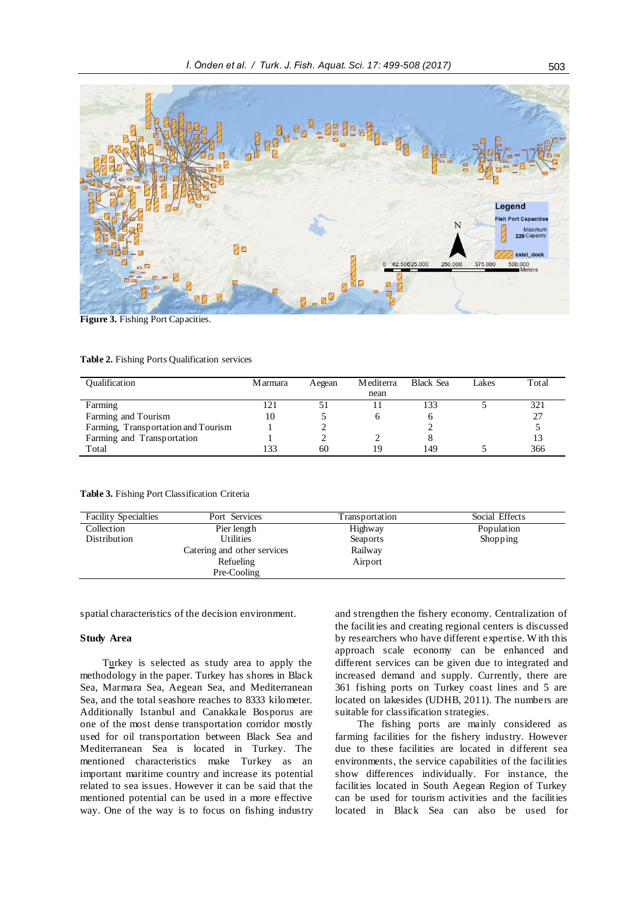Figure 3. Fishing Port Capacities.

Table 2. Fishing Ports Qualification services

| Qualification | Marmara | Aegean | Mediterranean | Black Sea | Lakes | Total |
|---|---|---|---|---|---|---|
| Farming | 121 | 51 | 11 | 133 | 5 | 321 |
| Farming and Tourism | 10 | 5 | 6 | 6 | | 27 |
| Farming, Transportation and Tourism | 1 | 2 | | 2 | | 5 |
| Farming and Transportation | 1 | 2 | 2 | 8 | | 13 |
| Total | 133 | 60 | 19 | 149 | 5 | 366 |

Table 3. Fishing Port Classification Criteria

| Facility Specialties | Port Services | Transportation | Social Effects |
|---|---|---|---|
| Collection | Pier length | Highway | Population |
| Distribution | Utilities | Seaports | Shopping |
| | Catering and other services | Railway | |
| | Refueling | Airport | |
| | Pre-Cooling | | |

spatial characteristics of the decision environment.

### Study Area

Turkey is selected as study area to apply the methodology in the paper. Turkey has shores in Black Sea, Marmara Sea, Aegean Sea, and Mediterranean Sea, and the total seashore reaches to 8333 kilometer. Additionally Istanbul and Canakkale Bosporus are one of the most dense transportation corridor mostly used for oil transportation between Black Sea and Mediterranean Sea is located in Turkey. The mentioned characteristics make Turkey as an important maritime country and increase its potential related to sea issues. However it can be said that the mentioned potential can be used in a more effective way. One of the way is to focus on fishing industry and strengthen the fishery economy. Centralization of the facilities and creating regional centers is discussed by researchers who have different expertise. With this approach scale economy can be enhanced and different services can be given due to integrated and increased demand and supply. Currently, there are 361 fishing ports on Turkey coast lines and 5 are located on lakesides (UDHB, 2011). The numbers are suitable for classification strategies.

The fishing ports are mainly considered as farming facilities for the fishery industry. However due to these facilities are located in different sea environments, the service capabilities of the facilities show differences individually. For instance, the facilities located in South Aegean Region of Turkey can be used for tourism activities and the facilities located in Black Sea can also be used for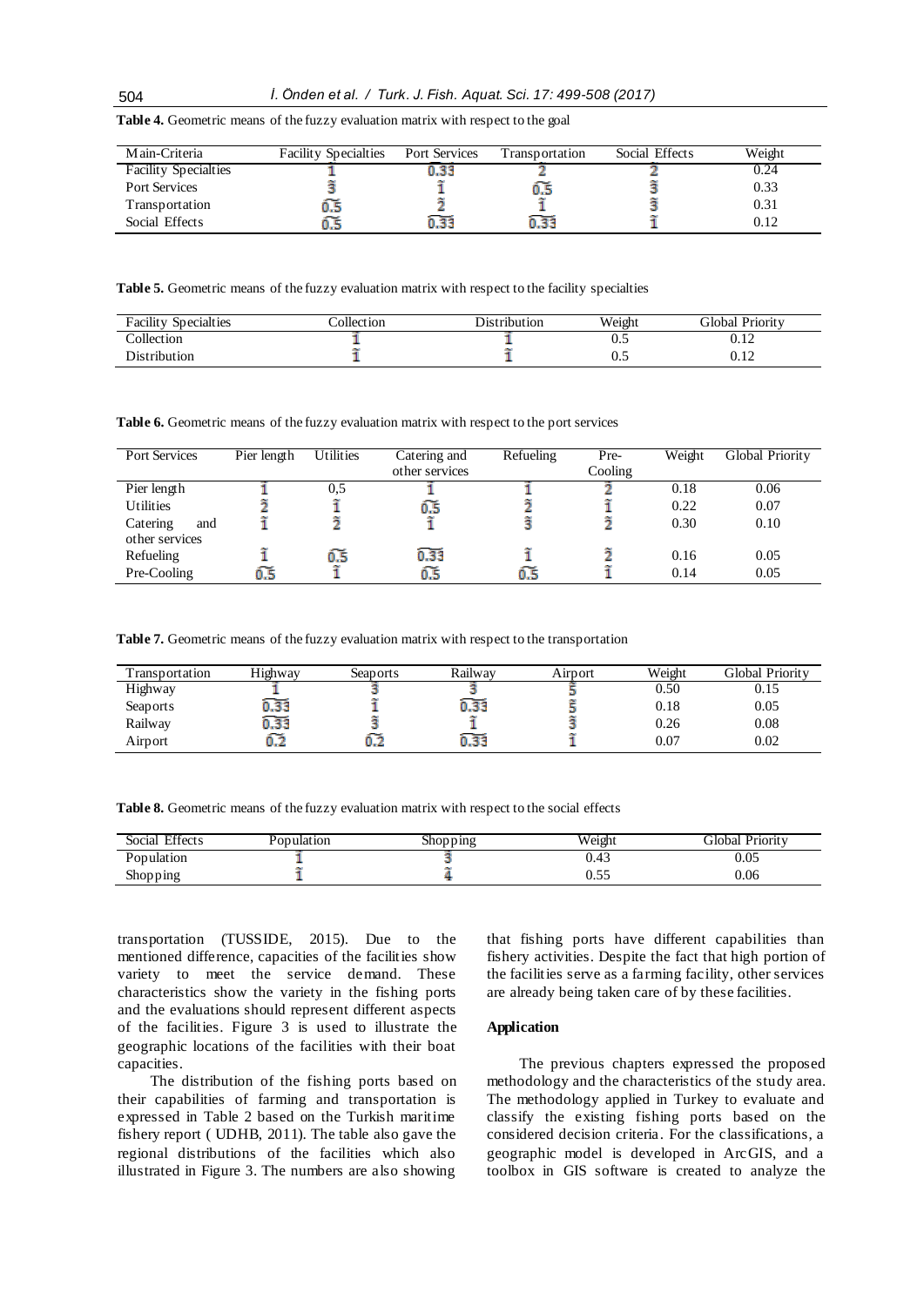**Table 4.** Geometric means of the fuzzy evaluation matrix with respect to the goal

| Main-Criteria | Facility Specialties | Port Services | Transportation | Social Effects | Weight |
|---|---|---|---|---|---|
| Facility Specialties | $\tilde{1}$ | $\widetilde{0.33}$ | $\tilde{2}$ | $\tilde{2}$ | 0.24 |
| Port Services | $\tilde{3}$ | $\tilde{1}$ | $\widetilde{0.5}$ | $\tilde{3}$ | 0.33 |
| Transportation | $\widetilde{0.5}$ | $\tilde{2}$ | $\tilde{1}$ | $\tilde{3}$ | 0.31 |
| Social Effects | $\widetilde{0.5}$ | $\widetilde{0.33}$ | $\widetilde{0.33}$ | $\tilde{1}$ | 0.12 |

**Table 5.** Geometric means of the fuzzy evaluation matrix with respect to the facility specialties

| Facility Specialties | Collection | Distribution | Weight | Global Priority |
|---|---|---|---|---|
| Collection | $\tilde{1}$ | $\tilde{1}$ | 0.5 | 0.12 |
| Distribution | $\tilde{1}$ | $\tilde{1}$ | 0.5 | 0.12 |

**Table 6.** Geometric means of the fuzzy evaluation matrix with respect to the port services

| Port Services | Pier length | Utilities | Catering and other services | Refueling | Pre-Cooling | Weight | Global Priority |
|---|---|---|---|---|---|---|---|
| Pier length | $\tilde{1}$ | 0,5 | $\tilde{1}$ | $\tilde{1}$ | $\tilde{2}$ | 0.18 | 0.06 |
| Utilities | $\tilde{2}$ | $\tilde{1}$ | $\widetilde{0.5}$ | $\tilde{2}$ | $\tilde{1}$ | 0.22 | 0.07 |
| Catering and other services | $\tilde{1}$ | $\tilde{2}$ | $\tilde{1}$ | $\tilde{3}$ | $\tilde{2}$ | 0.30 | 0.10 |
| Refueling | $\tilde{1}$ | $\widetilde{0.5}$ | $\widetilde{0.33}$ | $\tilde{1}$ | $\tilde{2}$ | 0.16 | 0.05 |
| Pre-Cooling | $\widetilde{0.5}$ | $\tilde{1}$ | $\widetilde{0.5}$ | $\widetilde{0.5}$ | $\tilde{1}$ | 0.14 | 0.05 |

**Table 7.** Geometric means of the fuzzy evaluation matrix with respect to the transportation

| Transportation | Highway | Seaports | Railway | Airport | Weight | Global Priority |
|---|---|---|---|---|---|---|
| Highway | $\tilde{1}$ | $\tilde{3}$ | $\tilde{3}$ | $\tilde{5}$ | 0.50 | 0.15 |
| Seaports | $\widetilde{0.33}$ | $\tilde{1}$ | $\widetilde{0.33}$ | $\tilde{5}$ | 0.18 | 0.05 |
| Railway | $\widetilde{0.33}$ | $\tilde{3}$ | $\tilde{1}$ | $\tilde{3}$ | 0.26 | 0.08 |
| Airport | $\widetilde{0.2}$ | $\widetilde{0.2}$ | $\widetilde{0.33}$ | $\tilde{1}$ | 0.07 | 0.02 |

**Table 8.** Geometric means of the fuzzy evaluation matrix with respect to the social effects

| Social Effects | Population | Shopping | Weight | Global Priority |
|---|---|---|---|---|
| Population | $\tilde{1}$ | $\tilde{3}$ | 0.43 | 0.05 |
| Shopping | $\tilde{1}$ | $\tilde{4}$ | 0.55 | 0.06 |

transportation (TUSSIDE, 2015). Due to the mentioned difference, capacities of the facilities show variety to meet the service demand. These characteristics show the variety in the fishing ports and the evaluations should represent different aspects of the facilities. Figure 3 is used to illustrate the geographic locations of the facilities with their boat capacities.

The distribution of the fishing ports based on their capabilities of farming and transportation is expressed in Table 2 based on the Turkish maritime fishery report ( UDHB, 2011). The table also gave the regional distributions of the facilities which also illustrated in Figure 3. The numbers are also showing that fishing ports have different capabilities than fishery activities. Despite the fact that high portion of the facilities serve as a farming facility, other services are already being taken care of by these facilities.

## Application

The previous chapters expressed the proposed methodology and the characteristics of the study area. The methodology applied in Turkey to evaluate and classify the existing fishing ports based on the considered decision criteria. For the classifications, a geographic model is developed in ArcGIS, and a toolbox in GIS software is created to analyze the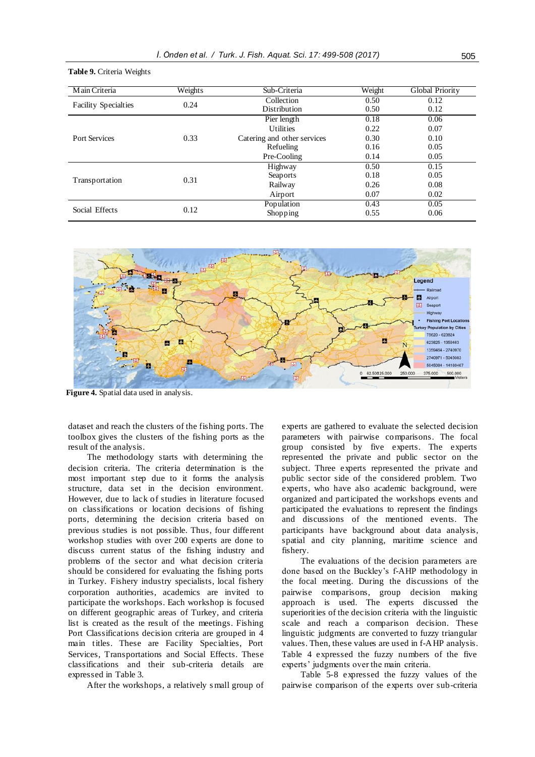**Table 9.** Criteria Weights

| Main Criteria | Weights | Sub-Criteria | Weight | Global Priority |
|---|---|---|---|---|
| Facility Specialties | 0.24 | Collection | 0.50 | 0.12 |
| | | Distribution | 0.50 | 0.12 |
| Port Services | 0.33 | Pier length | 0.18 | 0.06 |
| | | Utilities | 0.22 | 0.07 |
| | | Catering and other services | 0.30 | 0.10 |
| | | Refueling | 0.16 | 0.05 |
| | | Pre-Cooling | 0.14 | 0.05 |
| Transportation | 0.31 | Highway | 0.50 | 0.15 |
| | | Seaports | 0.18 | 0.05 |
| | | Railway | 0.26 | 0.08 |
| | | Airport | 0.07 | 0.02 |
| Social Effects | 0.12 | Population | 0.43 | 0.05 |
| | | Shopping | 0.55 | 0.06 |

**Figure 4.** Spatial data used in analysis.

dataset and reach the clusters of the fishing ports. The toolbox gives the clusters of the fishing ports as the result of the analysis.

The methodology starts with determining the decision criteria. The criteria determination is the most important step due to it forms the analysis structure, data set in the decision environment. However, due to lack of studies in literature focused on classifications or location decisions of fishing ports, determining the decision criteria based on previous studies is not possible. Thus, four different workshop studies with over 200 experts are done to discuss current status of the fishing industry and problems of the sector and what decision criteria should be considered for evaluating the fishing ports in Turkey. Fishery industry specialists, local fishery corporation authorities, academics are invited to participate the workshops. Each workshop is focused on different geographic areas of Turkey, and criteria list is created as the result of the meetings. Fishing Port Classifications decision criteria are grouped in 4 main titles. These are Facility Specialties, Port Services, Transportations and Social Effects. These classifications and their sub-criteria details are expressed in Table 3.

After the workshops, a relatively small group of experts are gathered to evaluate the selected decision parameters with pairwise comparisons. The focal group consisted by five experts. The experts represented the private and public sector on the subject. Three experts represented the private and public sector side of the considered problem. Two experts, who have also academic background, were organized and participated the workshops events and participated the evaluations to represent the findings and discussions of the mentioned events. The participants have background about data analysis, spatial and city planning, maritime science and fishery.

The evaluations of the decision parameters are done based on the Buckley's f-AHP methodology in the focal meeting. During the discussions of the pairwise comparisons, group decision making approach is used. The experts discussed the superiorities of the decision criteria with the linguistic scale and reach a comparison decision. These linguistic judgments are converted to fuzzy triangular values. Then, these values are used in f-AHP analysis. Table 4 expressed the fuzzy numbers of the five experts' judgments over the main criteria.

Table 5-8 expressed the fuzzy values of the pairwise comparison of the experts over sub-criteria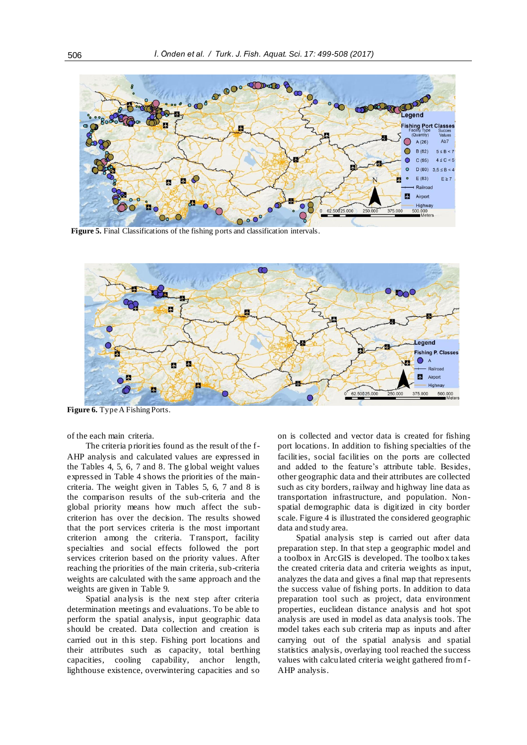**Figure 5.** Final Classifications of the fishing ports and classification intervals.

**Figure 6.** Type A Fishing Ports.

of the each main criteria.

The criteria priorities found as the result of the f-AHP analysis and calculated values are expressed in the Tables 4, 5, 6, 7 and 8. The global weight values expressed in Table 4 shows the priorities of the main-criteria. The weight given in Tables 5, 6, 7 and 8 is the comparison results of the sub-criteria and the global priority means how much affect the sub-criterion has over the decision. The results showed that the port services criteria is the most important criterion among the criteria. Transport, facility specialties and social effects followed the port services criterion based on the priority values. After reaching the priorities of the main criteria, sub-criteria weights are calculated with the same approach and the weights are given in Table 9.

Spatial analysis is the next step after criteria determination meetings and evaluations. To be able to perform the spatial analysis, input geographic data should be created. Data collection and creation is carried out in this step. Fishing port locations and their attributes such as capacity, total berthing capacities, cooling capability, anchor length, lighthouse existence, overwintering capacities and so on is collected and vector data is created for fishing port locations. In addition to fishing specialties of the facilities, social facilities on the ports are collected and added to the feature's attribute table. Besides, other geographic data and their attributes are collected such as city borders, railway and highway line data as transportation infrastructure, and population. Non-spatial demographic data is digitized in city border scale. Figure 4 is illustrated the considered geographic data and study area.

Spatial analysis step is carried out after data preparation step. In that step a geographic model and a toolbox in ArcGIS is developed. The toolbox takes the created criteria data and criteria weights as input, analyzes the data and gives a final map that represents the success value of fishing ports. In addition to data preparation tool such as project, data environment properties, euclidean distance analysis and hot spot analysis are used in model as data analysis tools. The model takes each sub criteria map as inputs and after carrying out of the spatial analysis and spatial statistics analysis, overlaying tool reached the success values with calculated criteria weight gathered from f-AHP analysis.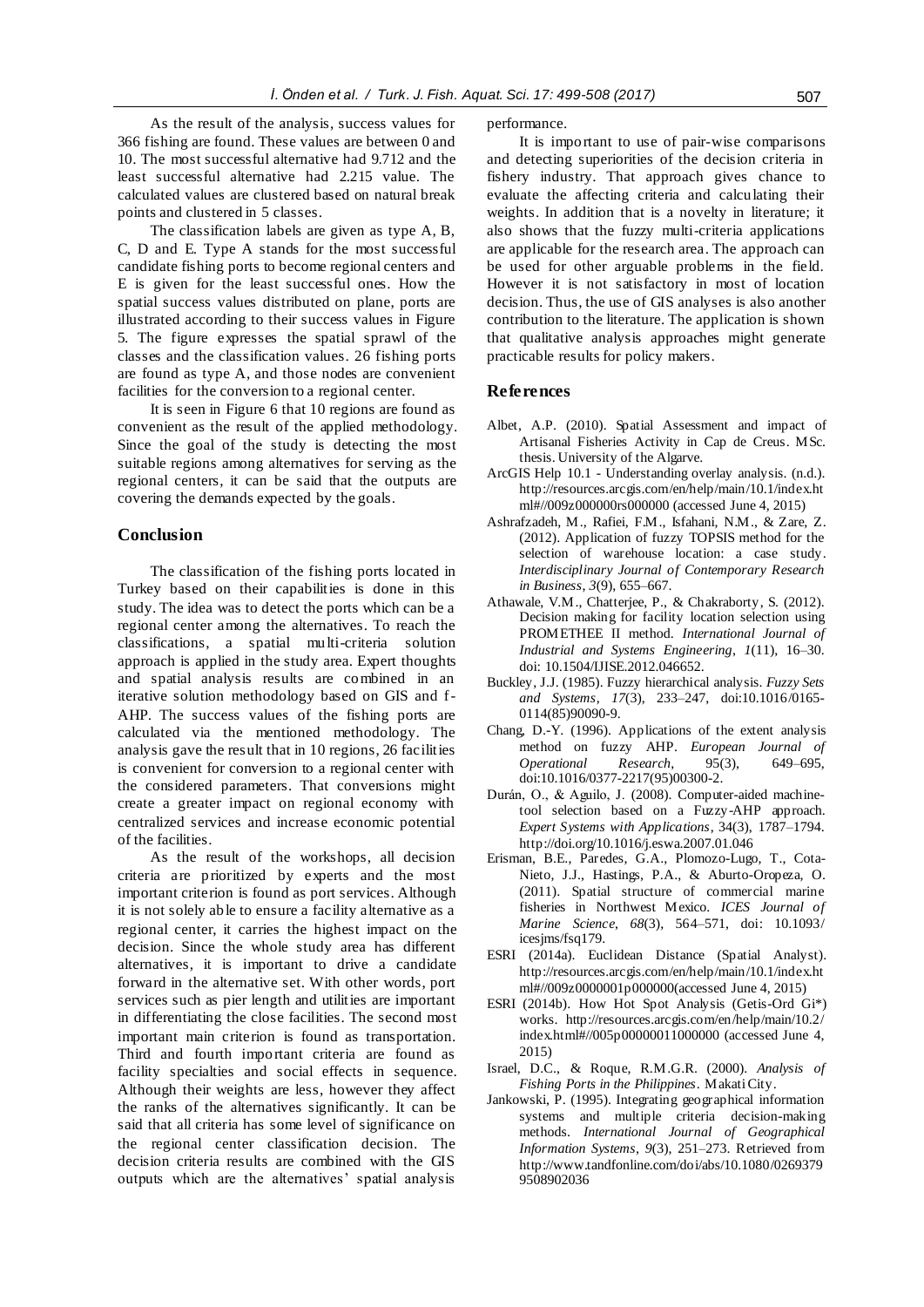As the result of the analysis, success values for 366 fishing are found. These values are between 0 and 10. The most successful alternative had 9.712 and the least successful alternative had 2.215 value. The calculated values are clustered based on natural break points and clustered in 5 classes.

The classification labels are given as type A, B, C, D and E. Type A stands for the most successful candidate fishing ports to become regional centers and E is given for the least successful ones. How the spatial success values distributed on plane, ports are illustrated according to their success values in Figure 5. The figure expresses the spatial sprawl of the classes and the classification values. 26 fishing ports are found as type A, and those nodes are convenient facilities for the conversion to a regional center.

It is seen in Figure 6 that 10 regions are found as convenient as the result of the applied methodology. Since the goal of the study is detecting the most suitable regions among alternatives for serving as the regional centers, it can be said that the outputs are covering the demands expected by the goals.

## Conclusion

The classification of the fishing ports located in Turkey based on their capabilities is done in this study. The idea was to detect the ports which can be a regional center among the alternatives. To reach the classifications, a spatial multi-criteria solution approach is applied in the study area. Expert thoughts and spatial analysis results are combined in an iterative solution methodology based on GIS and f-AHP. The success values of the fishing ports are calculated via the mentioned methodology. The analysis gave the result that in 10 regions, 26 facilities is convenient for conversion to a regional center with the considered parameters. That conversions might create a greater impact on regional economy with centralized services and increase economic potential of the facilities.

As the result of the workshops, all decision criteria are prioritized by experts and the most important criterion is found as port services. Although it is not solely able to ensure a facility alternative as a regional center, it carries the highest impact on the decision. Since the whole study area has different alternatives, it is important to drive a candidate forward in the alternative set. With other words, port services such as pier length and utilities are important in differentiating the close facilities. The second most important main criterion is found as transportation. Third and fourth important criteria are found as facility specialties and social effects in sequence. Although their weights are less, however they affect the ranks of the alternatives significantly. It can be said that all criteria has some level of significance on the regional center classification decision. The decision criteria results are combined with the GIS outputs which are the alternatives' spatial analysis performance.

It is important to use of pair-wise comparisons and detecting superiorities of the decision criteria in fishery industry. That approach gives chance to evaluate the affecting criteria and calculating their weights. In addition that is a novelty in literature; it also shows that the fuzzy multi-criteria applications are applicable for the research area. The approach can be used for other arguable problems in the field. However it is not satisfactory in most of location decision. Thus, the use of GIS analyses is also another contribution to the literature. The application is shown that qualitative analysis approaches might generate practicable results for policy makers.

## References

Albet, A.P. (2010). Spatial Assessment and impact of Artisanal Fisheries Activity in Cap de Creus. MSc. thesis. University of the Algarve.

ArcGIS Help 10.1 - Understanding overlay analysis. (n.d.). http://resources.arcgis.com/en/help/main/10.1/index.html#//009z000000rs000000 (accessed June 4, 2015)

Ashrafzadeh, M., Rafiei, F.M., Isfahani, N.M., & Zare, Z. (2012). Application of fuzzy TOPSIS method for the selection of warehouse location: a case study. *Interdisciplinary Journal of Contemporary Research in Business*, *3*(9), 655–667.

Athawale, V.M., Chatterjee, P., & Chakraborty, S. (2012). Decision making for facility location selection using PROMETHEE II method. *International Journal of Industrial and Systems Engineering*, *1*(11), 16–30. doi: 10.1504/IJISE.2012.046652.

Buckley, J.J. (1985). Fuzzy hierarchical analysis. *Fuzzy Sets and Systems*, *17*(3), 233–247, doi:10.1016/0165-0114(85)90090-9.

Chang, D.-Y. (1996). Applications of the extent analysis method on fuzzy AHP. *European Journal of Operational Research*, 95(3), 649–695, doi:10.1016/0377-2217(95)00300-2.

Durán, O., & Aguilo, J. (2008). Computer-aided machine-tool selection based on a Fuzzy-AHP approach. *Expert Systems with Applications*, 34(3), 1787–1794. http://doi.org/10.1016/j.eswa.2007.01.046

Erisman, B.E., Paredes, G.A., Plomozo-Lugo, T., Cota-Nieto, J.J., Hastings, P.A., & Aburto-Oropeza, O. (2011). Spatial structure of commercial marine fisheries in Northwest Mexico. *ICES Journal of Marine Science*, *68*(3), 564–571, doi: 10.1093/icesjms/fsq179.

ESRI (2014a). Euclidean Distance (Spatial Analyst). http://resources.arcgis.com/en/help/main/10.1/index.html#//009z0000001p000000(accessed June 4, 2015)

ESRI (2014b). How Hot Spot Analysis (Getis-Ord Gi*) works. http://resources.arcgis.com/en/help/main/10.2/index.html#//005p00000011000000 (accessed June 4, 2015)

Israel, D.C., & Roque, R.M.G.R. (2000). *Analysis of Fishing Ports in the Philippines*. Makati City.

Jankowski, P. (1995). Integrating geographical information systems and multiple criteria decision-making methods. *International Journal of Geographical Information Systems*, *9*(3), 251–273. Retrieved from http://www.tandfonline.com/doi/abs/10.1080/02693799508902036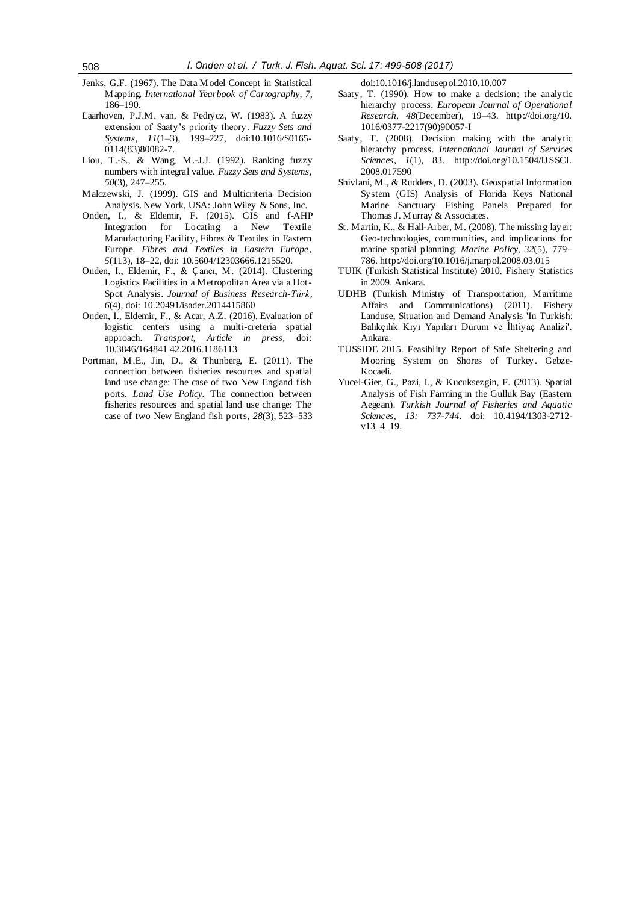Jenks, G.F. (1967). The Data Model Concept in Statistical Mapping. *International Yearbook of Cartography*, *7*, 186–190.

Laarhoven, P.J.M. van, & Pedrycz, W. (1983). A fuzzy extension of Saaty's priority theory. *Fuzzy Sets and Systems*, *11*(1–3), 199–227, doi:10.1016/S0165-0114(83)80082-7.

Liou, T.-S., & Wang, M.-J.J. (1992). Ranking fuzzy numbers with integral value. *Fuzzy Sets and Systems*, *50*(3), 247–255.

Malczewski, J. (1999). GIS and Multicriteria Decision Analysis. New York, USA: John Wiley & Sons, Inc.

Onden, I., & Eldemir, F. (2015). GIS and f-AHP Integration for Locating a New Textile Manufacturing Facility, Fibres & Textiles in Eastern Europe. *Fibres and Textiles in Eastern Europe*, *5*(113), 18–22, doi: 10.5604/12303666.1215520.

Onden, I., Eldemir, F., & Çancı, M. (2014). Clustering Logistics Facilities in a Metropolitan Area via a Hot-Spot Analysis. *Journal of Business Research-Türk*, *6*(4), doi: 10.20491/isader.2014415860

Onden, I., Eldemir, F., & Acar, A.Z. (2016). Evaluation of logistic centers using a multi-creteria spatial approach. *Transport, Article in press*, doi: 10.3846/164841 42.2016.1186113

Portman, M.E., Jin, D., & Thunberg, E. (2011). The connection between fisheries resources and spatial land use change: The case of two New England fish ports. *Land Use Policy*. The connection between fisheries resources and spatial land use change: The case of two New England fish ports, *28*(3), 523–533 doi:10.1016/j.landusepol.2010.10.007

Saaty, T. (1990). How to make a decision: the analytic hierarchy process. *European Journal of Operational Research*, *48*(December), 19–43. http://doi.org/10.1016/0377-2217(90)90057-I

Saaty, T. (2008). Decision making with the analytic hierarchy process. *International Journal of Services Sciences*, *1*(1), 83. http://doi.org/10.1504/IJSSCI.2008.017590

Shivlani, M., & Rudders, D. (2003). Geospatial Information System (GIS) Analysis of Florida Keys National Marine Sanctuary Fishing Panels Prepared for Thomas J. Murray & Associates.

St. Martin, K., & Hall-Arber, M. (2008). The missing layer: Geo-technologies, communities, and implications for marine spatial planning. *Marine Policy*, *32*(5), 779–786. http://doi.org/10.1016/j.marpol.2008.03.015

TUIK (Turkish Statistical Institute) 2010. Fishery Statistics in 2009. Ankara.

UDHB (Turkish Ministry of Transportation, Marritime Affairs and Communications) (2011). Fishery Landuse, Situation and Demand Analysis 'In Turkish: Balıkçılık Kıyı Yapıları Durum ve İhtiyaç Analizi'. Ankara.

TUSSIDE 2015. Feasiblity Report of Safe Sheltering and Mooring System on Shores of Turkey. Gebze-Kocaeli.

Yucel-Gier, G., Pazi, I., & Kucuksezgin, F. (2013). Spatial Analysis of Fish Farming in the Gulluk Bay (Eastern Aegean). *Turkish Journal of Fisheries and Aquatic Sciences, 13: 737-744*. doi: 10.4194/1303-2712-v13_4_19.